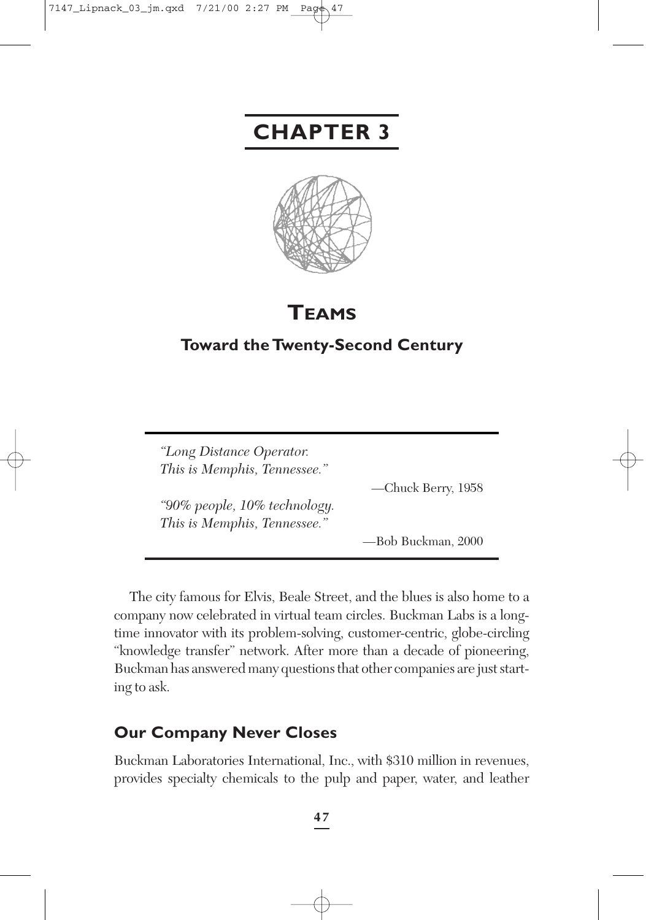# CHAPTER 3

## TEAMS

### Toward the Twenty-Second Century

> *"Long Distance Operator.*
> *This is Memphis, Tennessee."*
>
> —Chuck Berry, 1958
>
> *"90% people, 10% technology.*
> *This is Memphis, Tennessee."*
>
> —Bob Buckman, 2000

The city famous for Elvis, Beale Street, and the blues is also home to a company now celebrated in virtual team circles. Buckman Labs is a long-time innovator with its problem-solving, customer-centric, globe-circling "knowledge transfer" network. After more than a decade of pioneering, Buckman has answered many questions that other companies are just starting to ask.

## Our Company Never Closes

Buckman Laboratories International, Inc., with $310 million in revenues, provides specialty chemicals to the pulp and paper, water, and leather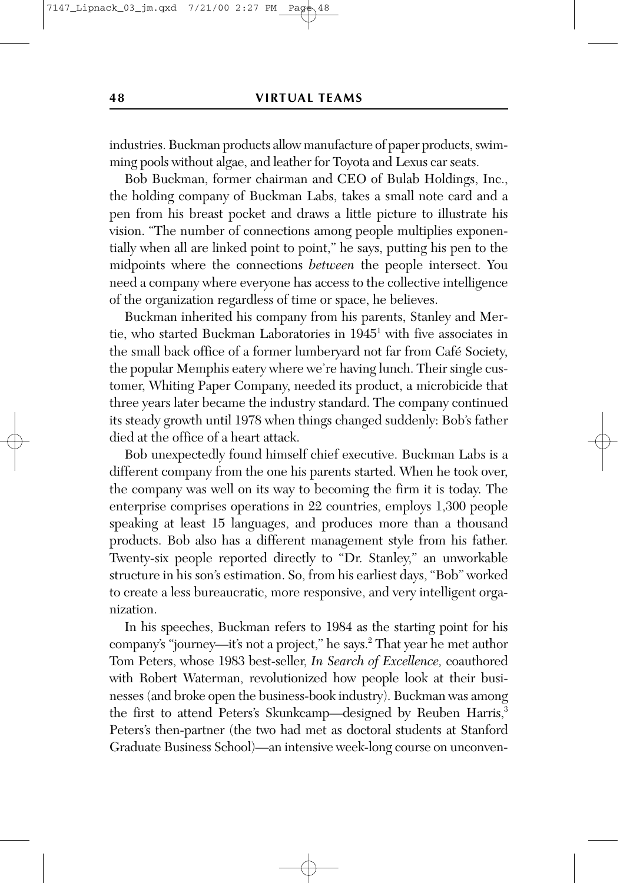industries. Buckman products allow manufacture of paper products, swimming pools without algae, and leather for Toyota and Lexus car seats.

Bob Buckman, former chairman and CEO of Bulab Holdings, Inc., the holding company of Buckman Labs, takes a small note card and a pen from his breast pocket and draws a little picture to illustrate his vision. "The number of connections among people multiplies exponentially when all are linked point to point," he says, putting his pen to the midpoints where the connections *between* the people intersect. You need a company where everyone has access to the collective intelligence of the organization regardless of time or space, he believes.

Buckman inherited his company from his parents, Stanley and Mertie, who started Buckman Laboratories in 1945[1] with five associates in the small back office of a former lumberyard not far from Café Society, the popular Memphis eatery where we're having lunch. Their single customer, Whiting Paper Company, needed its product, a microbicide that three years later became the industry standard. The company continued its steady growth until 1978 when things changed suddenly: Bob's father died at the office of a heart attack.

Bob unexpectedly found himself chief executive. Buckman Labs is a different company from the one his parents started. When he took over, the company was well on its way to becoming the firm it is today. The enterprise comprises operations in 22 countries, employs 1,300 people speaking at least 15 languages, and produces more than a thousand products. Bob also has a different management style from his father. Twenty-six people reported directly to "Dr. Stanley," an unworkable structure in his son's estimation. So, from his earliest days, "Bob" worked to create a less bureaucratic, more responsive, and very intelligent organization.

In his speeches, Buckman refers to 1984 as the starting point for his company's "journey—it's not a project," he says.[2] That year he met author Tom Peters, whose 1983 best-seller, *In Search of Excellence,* coauthored with Robert Waterman, revolutionized how people look at their businesses (and broke open the business-book industry). Buckman was among the first to attend Peters's Skunkcamp—designed by Reuben Harris,[3] Peters's then-partner (the two had met as doctoral students at Stanford Graduate Business School)—an intensive week-long course on unconven-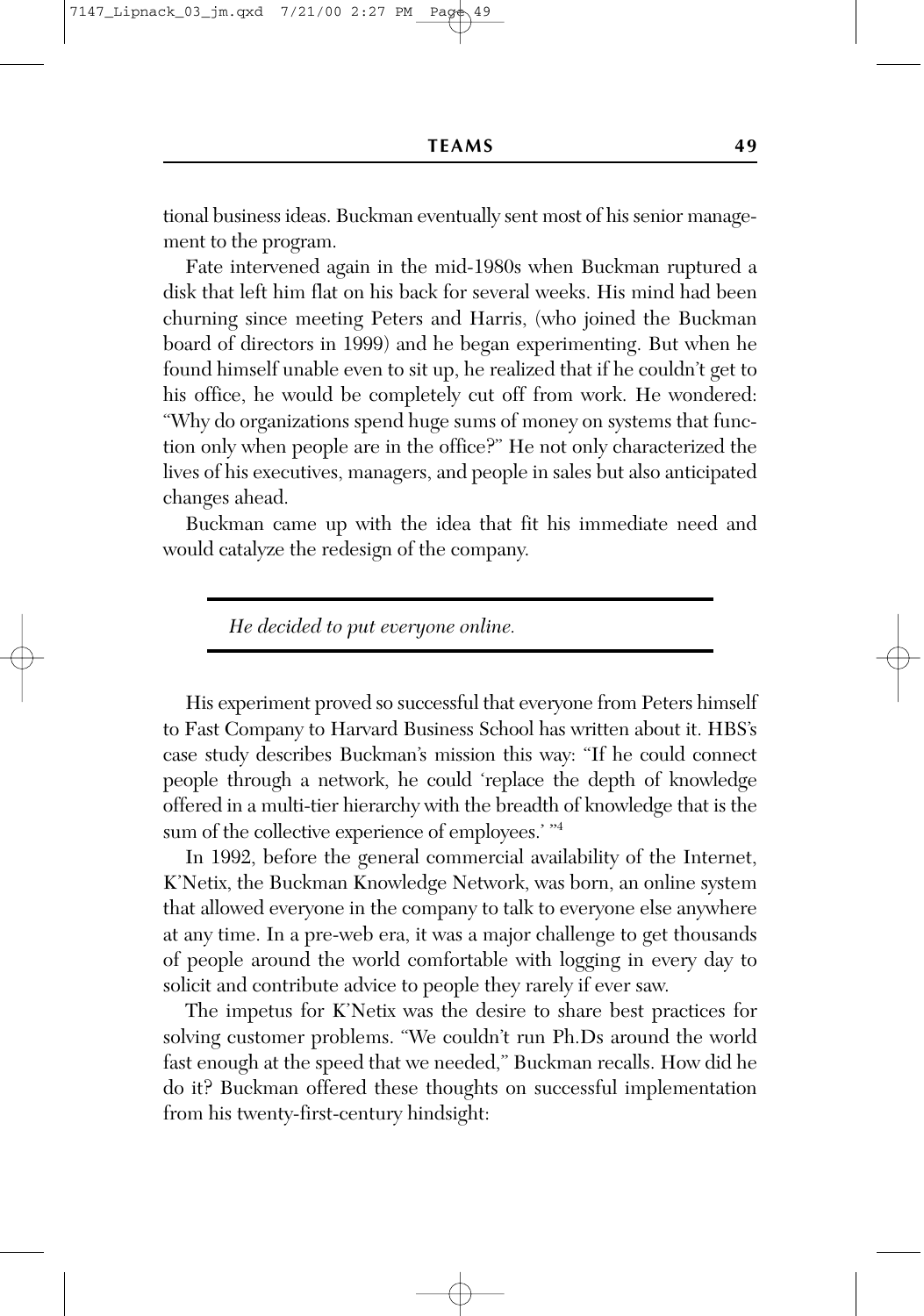tional business ideas. Buckman eventually sent most of his senior management to the program.

Fate intervened again in the mid-1980s when Buckman ruptured a disk that left him flat on his back for several weeks. His mind had been churning since meeting Peters and Harris, (who joined the Buckman board of directors in 1999) and he began experimenting. But when he found himself unable even to sit up, he realized that if he couldn't get to his office, he would be completely cut off from work. He wondered: "Why do organizations spend huge sums of money on systems that function only when people are in the office?" He not only characterized the lives of his executives, managers, and people in sales but also anticipated changes ahead.

Buckman came up with the idea that fit his immediate need and would catalyze the redesign of the company.

*He decided to put everyone online.*

His experiment proved so successful that everyone from Peters himself to Fast Company to Harvard Business School has written about it. HBS's case study describes Buckman's mission this way: "If he could connect people through a network, he could 'replace the depth of knowledge offered in a multi-tier hierarchy with the breadth of knowledge that is the sum of the collective experience of employees.' "[4]

In 1992, before the general commercial availability of the Internet, K'Netix, the Buckman Knowledge Network, was born, an online system that allowed everyone in the company to talk to everyone else anywhere at any time. In a pre-web era, it was a major challenge to get thousands of people around the world comfortable with logging in every day to solicit and contribute advice to people they rarely if ever saw.

The impetus for K'Netix was the desire to share best practices for solving customer problems. "We couldn't run Ph.Ds around the world fast enough at the speed that we needed," Buckman recalls. How did he do it? Buckman offered these thoughts on successful implementation from his twenty-first-century hindsight: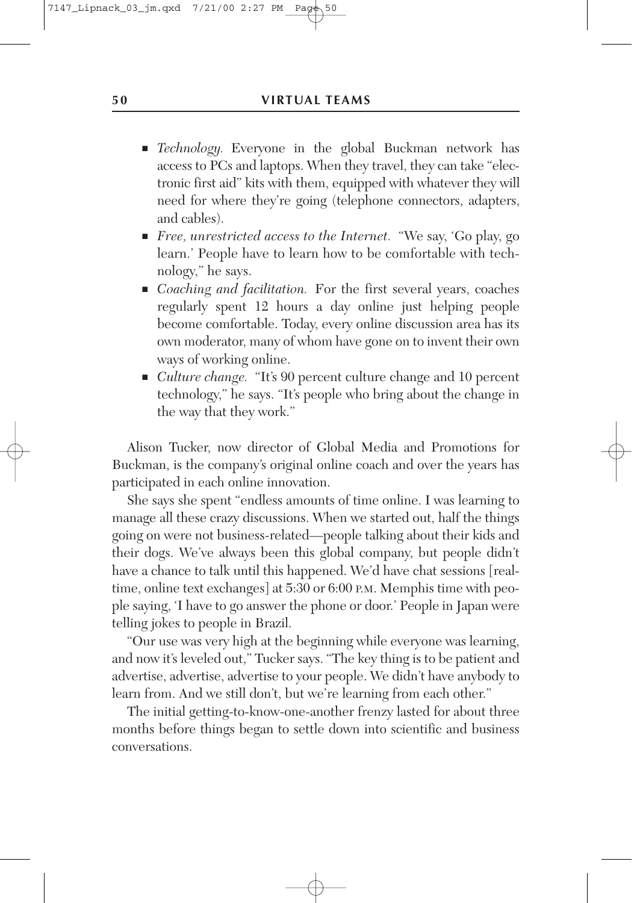- *Technology.* Everyone in the global Buckman network has access to PCs and laptops. When they travel, they can take "electronic first aid" kits with them, equipped with whatever they will need for where they're going (telephone connectors, adapters, and cables).
- *Free, unrestricted access to the Internet.* "We say, 'Go play, go learn.' People have to learn how to be comfortable with technology," he says.
- *Coaching and facilitation.* For the first several years, coaches regularly spent 12 hours a day online just helping people become comfortable. Today, every online discussion area has its own moderator, many of whom have gone on to invent their own ways of working online.
- *Culture change.* "It's 90 percent culture change and 10 percent technology," he says. "It's people who bring about the change in the way that they work."

Alison Tucker, now director of Global Media and Promotions for Buckman, is the company's original online coach and over the years has participated in each online innovation.

She says she spent "endless amounts of time online. I was learning to manage all these crazy discussions. When we started out, half the things going on were not business-related—people talking about their kids and their dogs. We've always been this global company, but people didn't have a chance to talk until this happened. We'd have chat sessions [real-time, online text exchanges] at 5:30 or 6:00 P.M. Memphis time with people saying, 'I have to go answer the phone or door.' People in Japan were telling jokes to people in Brazil.

"Our use was very high at the beginning while everyone was learning, and now it's leveled out," Tucker says. "The key thing is to be patient and advertise, advertise, advertise to your people. We didn't have anybody to learn from. And we still don't, but we're learning from each other."

The initial getting-to-know-one-another frenzy lasted for about three months before things began to settle down into scientific and business conversations.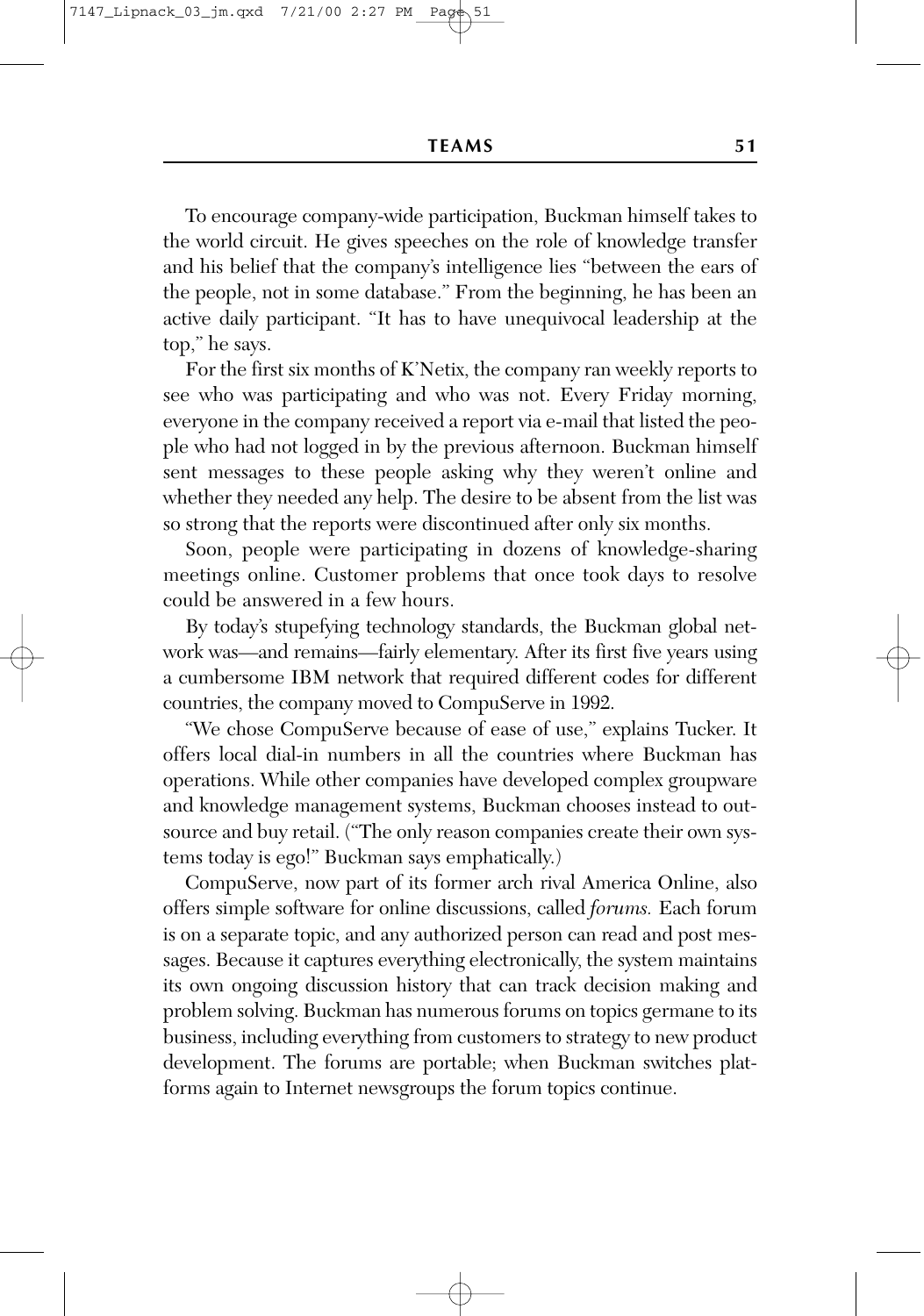To encourage company-wide participation, Buckman himself takes to the world circuit. He gives speeches on the role of knowledge transfer and his belief that the company's intelligence lies "between the ears of the people, not in some database." From the beginning, he has been an active daily participant. "It has to have unequivocal leadership at the top," he says.

For the first six months of K'Netix, the company ran weekly reports to see who was participating and who was not. Every Friday morning, everyone in the company received a report via e-mail that listed the people who had not logged in by the previous afternoon. Buckman himself sent messages to these people asking why they weren't online and whether they needed any help. The desire to be absent from the list was so strong that the reports were discontinued after only six months.

Soon, people were participating in dozens of knowledge-sharing meetings online. Customer problems that once took days to resolve could be answered in a few hours.

By today's stupefying technology standards, the Buckman global network was—and remains—fairly elementary. After its first five years using a cumbersome IBM network that required different codes for different countries, the company moved to CompuServe in 1992.

"We chose CompuServe because of ease of use," explains Tucker. It offers local dial-in numbers in all the countries where Buckman has operations. While other companies have developed complex groupware and knowledge management systems, Buckman chooses instead to outsource and buy retail. ("The only reason companies create their own systems today is ego!" Buckman says emphatically.)

CompuServe, now part of its former arch rival America Online, also offers simple software for online discussions, called *forums.* Each forum is on a separate topic, and any authorized person can read and post messages. Because it captures everything electronically, the system maintains its own ongoing discussion history that can track decision making and problem solving. Buckman has numerous forums on topics germane to its business, including everything from customers to strategy to new product development. The forums are portable; when Buckman switches platforms again to Internet newsgroups the forum topics continue.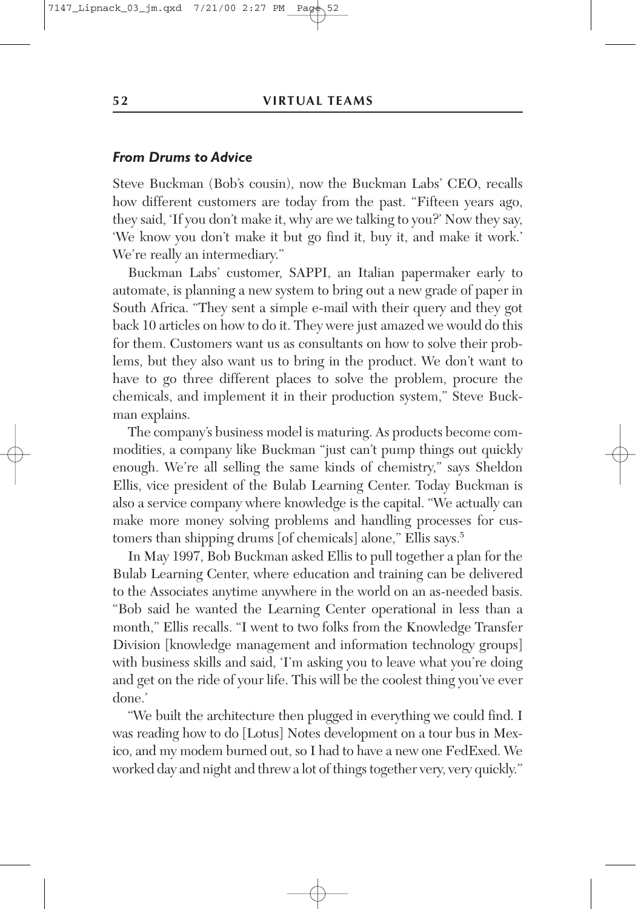### *From Drums to Advice*

Steve Buckman (Bob's cousin), now the Buckman Labs' CEO, recalls how different customers are today from the past. "Fifteen years ago, they said, 'If you don't make it, why are we talking to you?' Now they say, 'We know you don't make it but go find it, buy it, and make it work.' We're really an intermediary."

Buckman Labs' customer, SAPPI, an Italian papermaker early to automate, is planning a new system to bring out a new grade of paper in South Africa. "They sent a simple e-mail with their query and they got back 10 articles on how to do it. They were just amazed we would do this for them. Customers want us as consultants on how to solve their problems, but they also want us to bring in the product. We don't want to have to go three different places to solve the problem, procure the chemicals, and implement it in their production system," Steve Buckman explains.

The company's business model is maturing. As products become commodities, a company like Buckman "just can't pump things out quickly enough. We're all selling the same kinds of chemistry," says Sheldon Ellis, vice president of the Bulab Learning Center. Today Buckman is also a service company where knowledge is the capital. "We actually can make more money solving problems and handling processes for customers than shipping drums [of chemicals] alone," Ellis says.[5]

In May 1997, Bob Buckman asked Ellis to pull together a plan for the Bulab Learning Center, where education and training can be delivered to the Associates anytime anywhere in the world on an as-needed basis. "Bob said he wanted the Learning Center operational in less than a month," Ellis recalls. "I went to two folks from the Knowledge Transfer Division [knowledge management and information technology groups] with business skills and said, 'I'm asking you to leave what you're doing and get on the ride of your life. This will be the coolest thing you've ever done.'

"We built the architecture then plugged in everything we could find. I was reading how to do [Lotus] Notes development on a tour bus in Mexico, and my modem burned out, so I had to have a new one FedExed. We worked day and night and threw a lot of things together very, very quickly."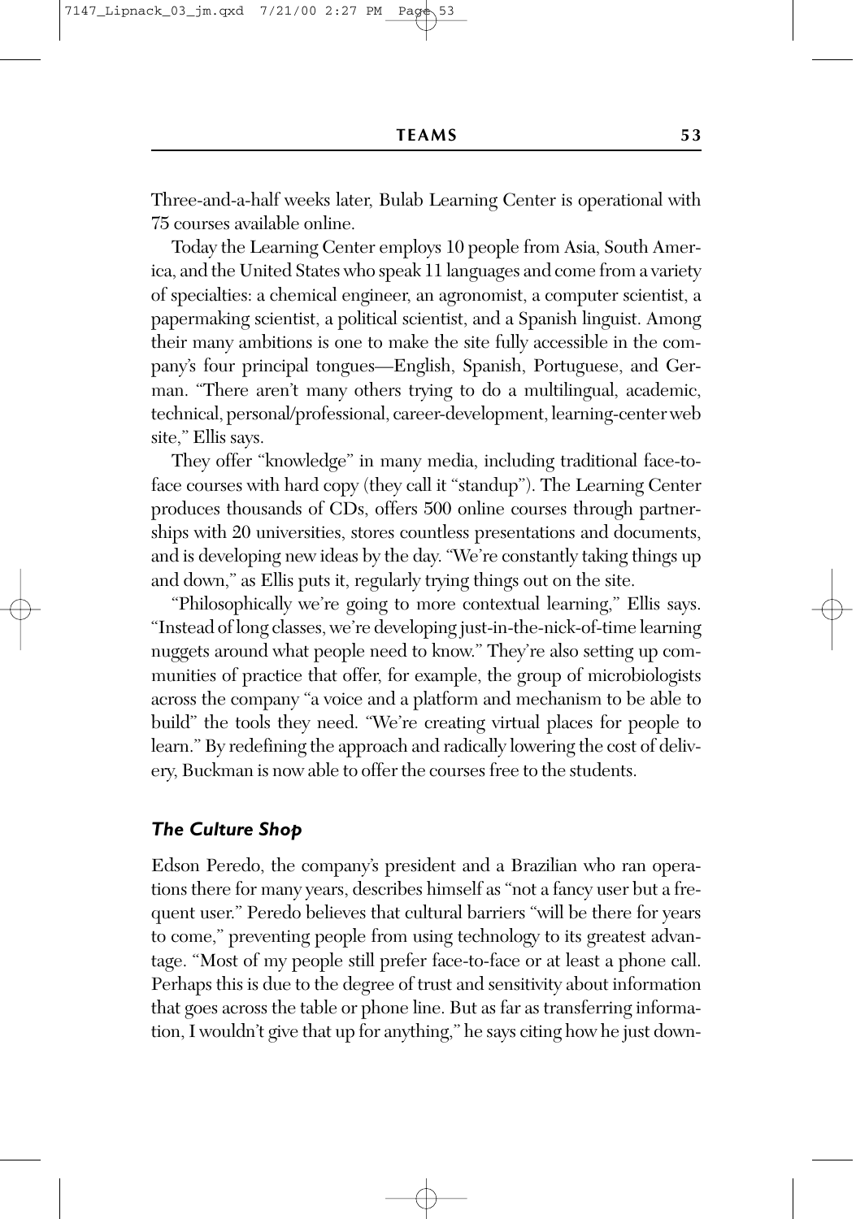Three-and-a-half weeks later, Bulab Learning Center is operational with 75 courses available online.

Today the Learning Center employs 10 people from Asia, South America, and the United States who speak 11 languages and come from a variety of specialties: a chemical engineer, an agronomist, a computer scientist, a papermaking scientist, a political scientist, and a Spanish linguist. Among their many ambitions is one to make the site fully accessible in the company's four principal tongues—English, Spanish, Portuguese, and German. "There aren't many others trying to do a multilingual, academic, technical, personal/professional, career-development, learning-center web site," Ellis says.

They offer "knowledge" in many media, including traditional face-to-face courses with hard copy (they call it "standup"). The Learning Center produces thousands of CDs, offers 500 online courses through partnerships with 20 universities, stores countless presentations and documents, and is developing new ideas by the day. "We're constantly taking things up and down," as Ellis puts it, regularly trying things out on the site.

"Philosophically we're going to more contextual learning," Ellis says. "Instead of long classes, we're developing just-in-the-nick-of-time learning nuggets around what people need to know." They're also setting up communities of practice that offer, for example, the group of microbiologists across the company "a voice and a platform and mechanism to be able to build" the tools they need. "We're creating virtual places for people to learn." By redefining the approach and radically lowering the cost of delivery, Buckman is now able to offer the courses free to the students.

### *The Culture Shop*

Edson Peredo, the company's president and a Brazilian who ran operations there for many years, describes himself as "not a fancy user but a frequent user." Peredo believes that cultural barriers "will be there for years to come," preventing people from using technology to its greatest advantage. "Most of my people still prefer face-to-face or at least a phone call. Perhaps this is due to the degree of trust and sensitivity about information that goes across the table or phone line. But as far as transferring information, I wouldn't give that up for anything," he says citing how he just down-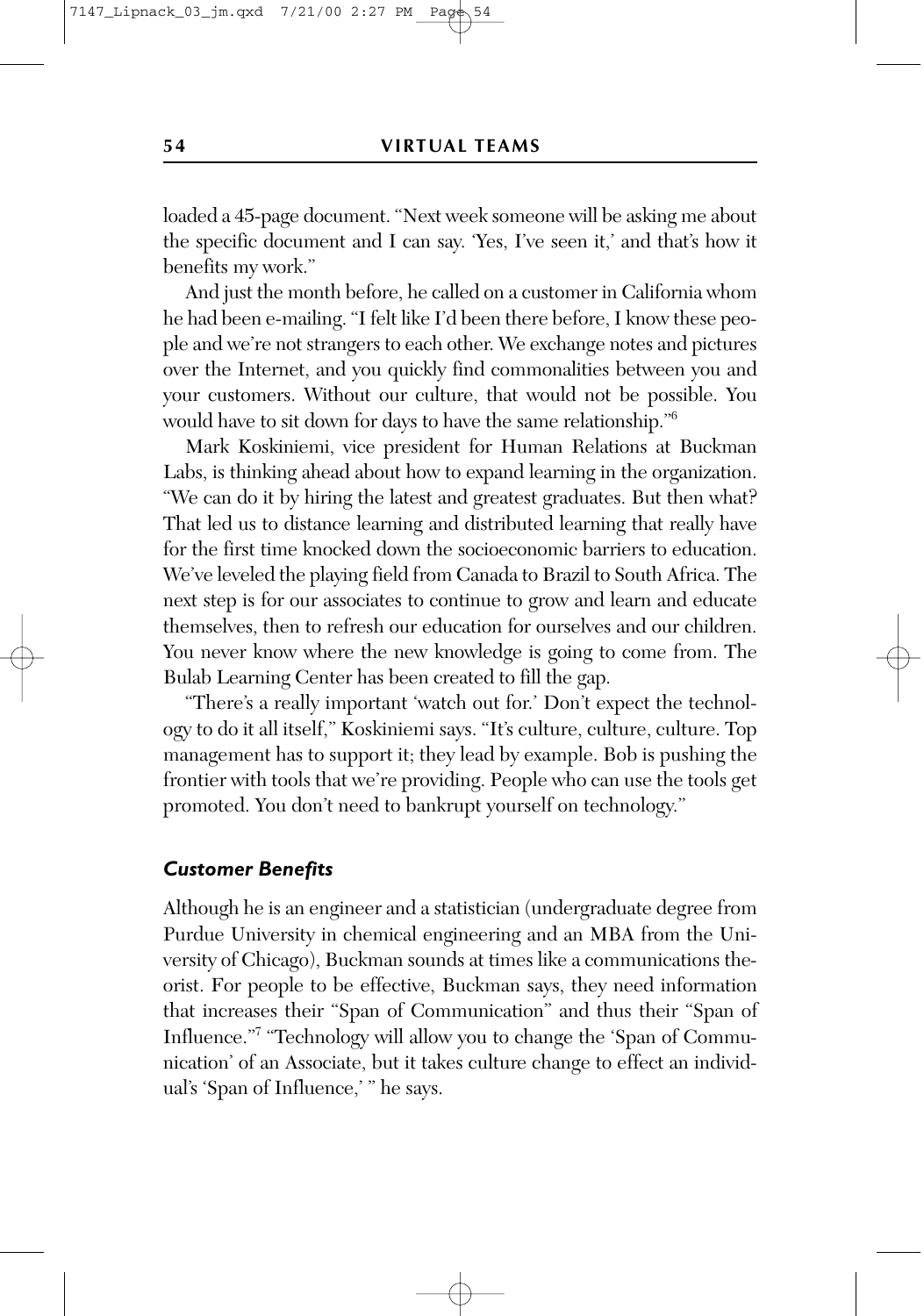loaded a 45-page document. "Next week someone will be asking me about the specific document and I can say. 'Yes, I've seen it,' and that's how it benefits my work."

And just the month before, he called on a customer in California whom he had been e-mailing. "I felt like I'd been there before, I know these people and we're not strangers to each other. We exchange notes and pictures over the Internet, and you quickly find commonalities between you and your customers. Without our culture, that would not be possible. You would have to sit down for days to have the same relationship."[6]

Mark Koskiniemi, vice president for Human Relations at Buckman Labs, is thinking ahead about how to expand learning in the organization. "We can do it by hiring the latest and greatest graduates. But then what? That led us to distance learning and distributed learning that really have for the first time knocked down the socioeconomic barriers to education. We've leveled the playing field from Canada to Brazil to South Africa. The next step is for our associates to continue to grow and learn and educate themselves, then to refresh our education for ourselves and our children. You never know where the new knowledge is going to come from. The Bulab Learning Center has been created to fill the gap.

"There's a really important 'watch out for.' Don't expect the technology to do it all itself," Koskiniemi says. "It's culture, culture, culture. Top management has to support it; they lead by example. Bob is pushing the frontier with tools that we're providing. People who can use the tools get promoted. You don't need to bankrupt yourself on technology."

### *Customer Benefits*

Although he is an engineer and a statistician (undergraduate degree from Purdue University in chemical engineering and an MBA from the University of Chicago), Buckman sounds at times like a communications theorist. For people to be effective, Buckman says, they need information that increases their "Span of Communication" and thus their "Span of Influence."[7] "Technology will allow you to change the 'Span of Communication' of an Associate, but it takes culture change to effect an individual's 'Span of Influence,' " he says.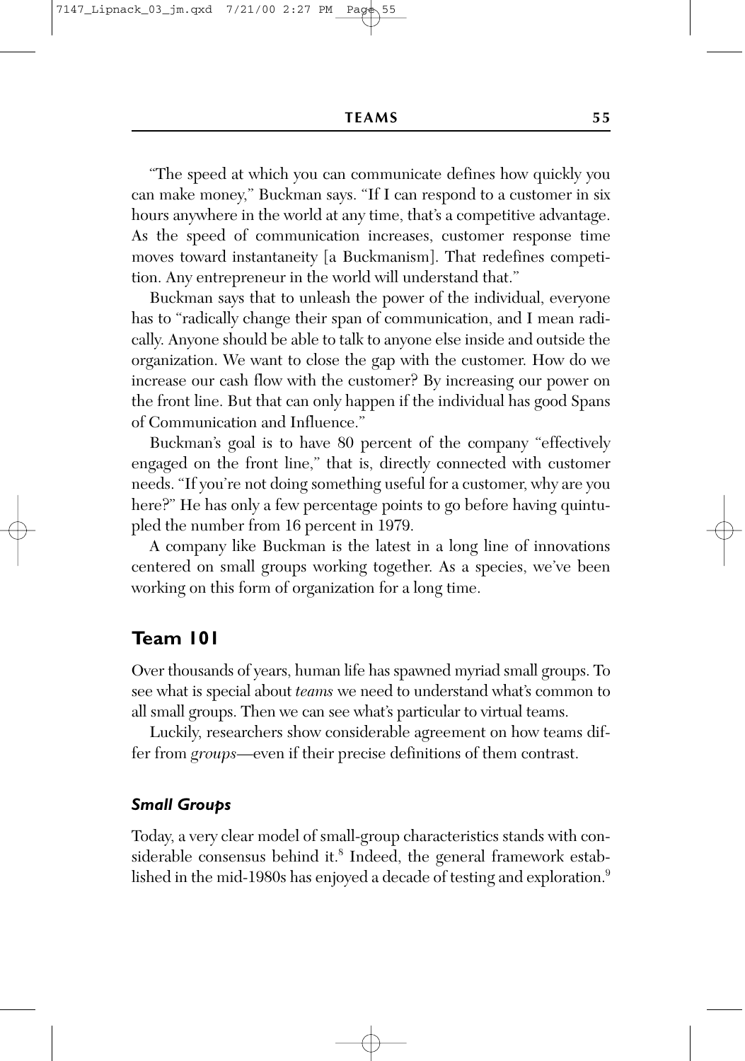"The speed at which you can communicate defines how quickly you can make money," Buckman says. "If I can respond to a customer in six hours anywhere in the world at any time, that's a competitive advantage. As the speed of communication increases, customer response time moves toward instantaneity [a Buckmanism]. That redefines competition. Any entrepreneur in the world will understand that."

Buckman says that to unleash the power of the individual, everyone has to "radically change their span of communication, and I mean radically. Anyone should be able to talk to anyone else inside and outside the organization. We want to close the gap with the customer. How do we increase our cash flow with the customer? By increasing our power on the front line. But that can only happen if the individual has good Spans of Communication and Influence."

Buckman's goal is to have 80 percent of the company "effectively engaged on the front line," that is, directly connected with customer needs. "If you're not doing something useful for a customer, why are you here?" He has only a few percentage points to go before having quintupled the number from 16 percent in 1979.

A company like Buckman is the latest in a long line of innovations centered on small groups working together. As a species, we've been working on this form of organization for a long time.

## Team 101

Over thousands of years, human life has spawned myriad small groups. To see what is special about *teams* we need to understand what's common to all small groups. Then we can see what's particular to virtual teams.

Luckily, researchers show considerable agreement on how teams differ from *groups*—even if their precise definitions of them contrast.

### *Small Groups*

Today, a very clear model of small-group characteristics stands with considerable consensus behind it.[8] Indeed, the general framework established in the mid-1980s has enjoyed a decade of testing and exploration.[9]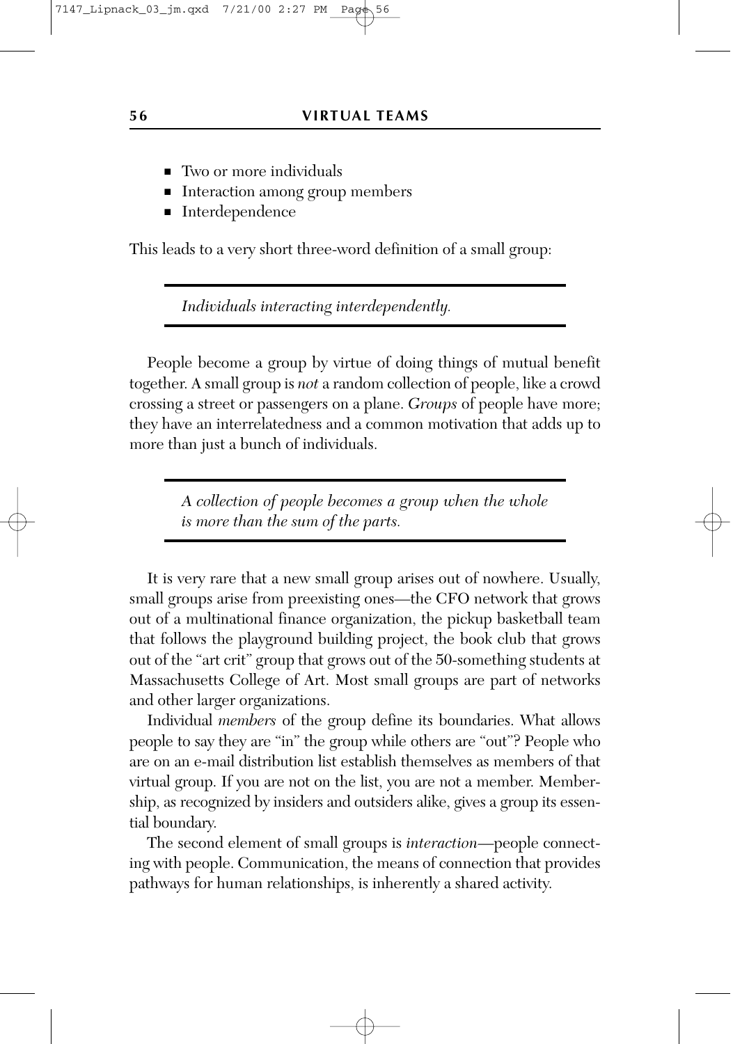- Two or more individuals
- Interaction among group members
- Interdependence

This leads to a very short three-word definition of a small group:

> *Individuals interacting interdependently.*

People become a group by virtue of doing things of mutual benefit together. A small group is *not* a random collection of people, like a crowd crossing a street or passengers on a plane. *Groups* of people have more; they have an interrelatedness and a common motivation that adds up to more than just a bunch of individuals.

> *A collection of people becomes a group when the whole is more than the sum of the parts.*

It is very rare that a new small group arises out of nowhere. Usually, small groups arise from preexisting ones—the CFO network that grows out of a multinational finance organization, the pickup basketball team that follows the playground building project, the book club that grows out of the "art crit" group that grows out of the 50-something students at Massachusetts College of Art. Most small groups are part of networks and other larger organizations.

Individual *members* of the group define its boundaries. What allows people to say they are "in" the group while others are "out"? People who are on an e-mail distribution list establish themselves as members of that virtual group. If you are not on the list, you are not a member. Membership, as recognized by insiders and outsiders alike, gives a group its essential boundary.

The second element of small groups is *interaction*—people connecting with people. Communication, the means of connection that provides pathways for human relationships, is inherently a shared activity.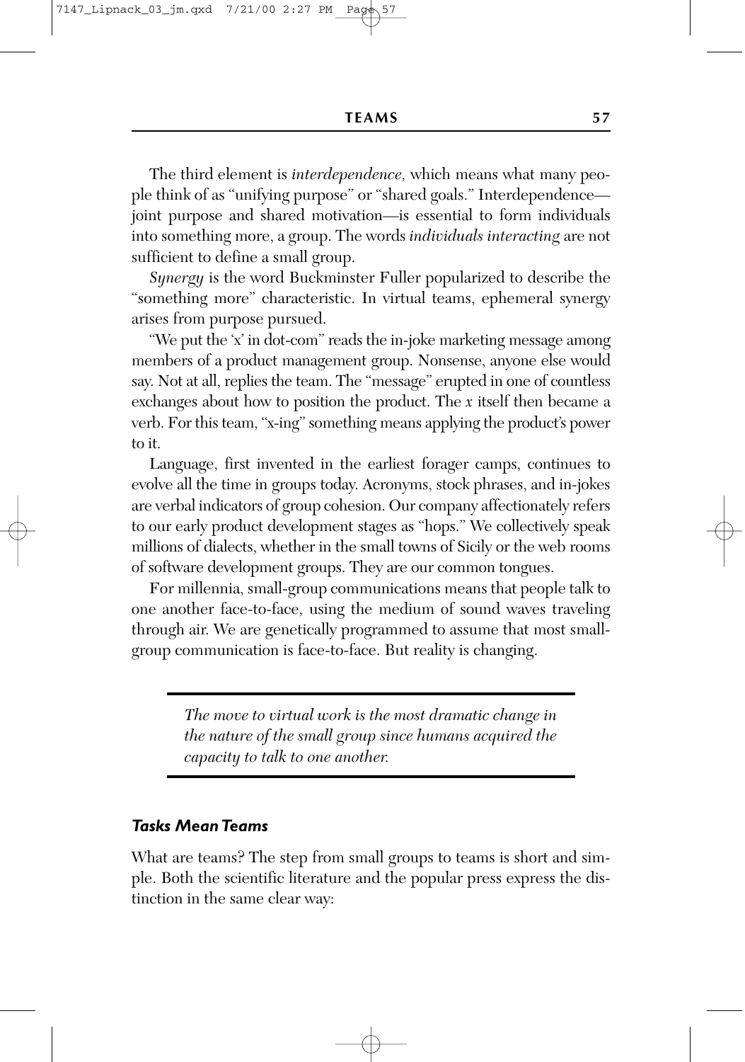The third element is *interdependence*, which means what many people think of as "unifying purpose" or "shared goals." Interdependence—joint purpose and shared motivation—is essential to form individuals into something more, a group. The words *individuals interacting* are not sufficient to define a small group.

*Synergy* is the word Buckminster Fuller popularized to describe the "something more" characteristic. In virtual teams, ephemeral synergy arises from purpose pursued.

"We put the 'x' in dot-com" reads the in-joke marketing message among members of a product management group. Nonsense, anyone else would say. Not at all, replies the team. The "message" erupted in one of countless exchanges about how to position the product. The *x* itself then became a verb. For this team, "x-ing" something means applying the product's power to it.

Language, first invented in the earliest forager camps, continues to evolve all the time in groups today. Acronyms, stock phrases, and in-jokes are verbal indicators of group cohesion. Our company affectionately refers to our early product development stages as "hops." We collectively speak millions of dialects, whether in the small towns of Sicily or the web rooms of software development groups. They are our common tongues.

For millennia, small-group communications means that people talk to one another face-to-face, using the medium of sound waves traveling through air. We are genetically programmed to assume that most small-group communication is face-to-face. But reality is changing.

> *The move to virtual work is the most dramatic change in the nature of the small group since humans acquired the capacity to talk to one another.*

### *Tasks Mean Teams*

What are teams? The step from small groups to teams is short and simple. Both the scientific literature and the popular press express the distinction in the same clear way: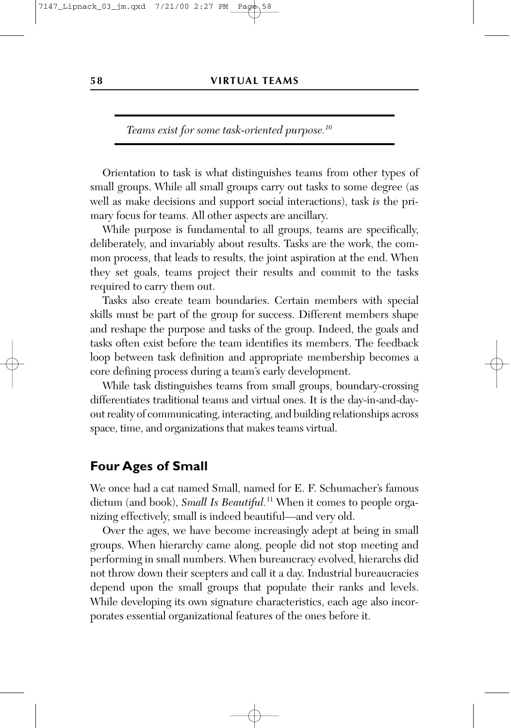*Teams exist for some task-oriented purpose.*[10]

Orientation to task is what distinguishes teams from other types of small groups. While all small groups carry out tasks to some degree (as well as make decisions and support social interactions), task *is* the primary focus for teams. All other aspects are ancillary.

While purpose is fundamental to all groups, teams are specifically, deliberately, and invariably about results. Tasks are the work, the common process, that leads to results, the joint aspiration at the end. When they set goals, teams project their results and commit to the tasks required to carry them out.

Tasks also create team boundaries. Certain members with special skills must be part of the group for success. Different members shape and reshape the purpose and tasks of the group. Indeed, the goals and tasks often exist before the team identifies its members. The feedback loop between task definition and appropriate membership becomes a core defining process during a team's early development.

While task distinguishes teams from small groups, boundary-crossing differentiates traditional teams and virtual ones. It is the day-in-and-day-out reality of communicating, interacting, and building relationships across space, time, and organizations that makes teams virtual.

## Four Ages of Small

We once had a cat named Small, named for E. F. Schumacher's famous dictum (and book), *Small Is Beautiful.*[11] When it comes to people organizing effectively, small is indeed beautiful—and very old.

Over the ages, we have become increasingly adept at being in small groups. When hierarchy came along, people did not stop meeting and performing in small numbers. When bureaucracy evolved, hierarchs did not throw down their scepters and call it a day. Industrial bureaucracies depend upon the small groups that populate their ranks and levels. While developing its own signature characteristics, each age also incorporates essential organizational features of the ones before it.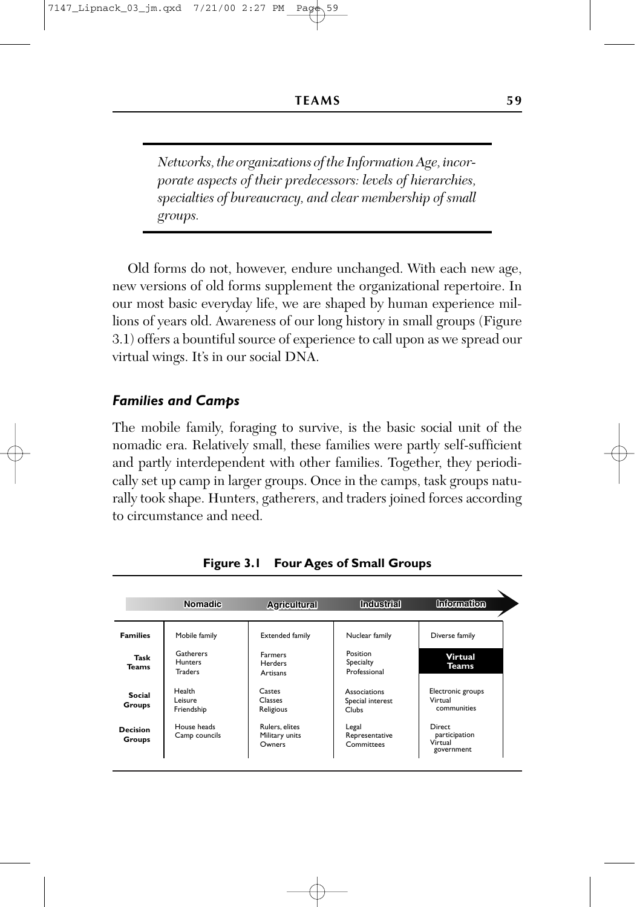*Networks, the organizations of the Information Age, incorporate aspects of their predecessors: levels of hierarchies, specialties of bureaucracy, and clear membership of small groups.*

Old forms do not, however, endure unchanged. With each new age, new versions of old forms supplement the organizational repertoire. In our most basic everyday life, we are shaped by human experience millions of years old. Awareness of our long history in small groups (Figure 3.1) offers a bountiful source of experience to call upon as we spread our virtual wings. It's in our social DNA.

### *Families and Camps*

The mobile family, foraging to survive, is the basic social unit of the nomadic era. Relatively small, these families were partly self-sufficient and partly interdependent with other families. Together, they periodically set up camp in larger groups. Once in the camps, task groups naturally took shape. Hunters, gatherers, and traders joined forces according to circumstance and need.

**Figure 3.1 Four Ages of Small Groups**

| | Nomadic | Agricultural | Industrial | Information |
|---|---|---|---|---|
| **Families** | Mobile family | Extended family | Nuclear family | Diverse family |
| **Task Teams** | Gatherers Hunters Traders | Farmers Herders Artisans | Position Specialty Professional | **Virtual Teams** |
| **Social Groups** | Health Leisure Friendship | Castes Classes Religious | Associations Special interest Clubs | Electronic groups Virtual communities |
| **Decision Groups** | House heads Camp councils | Rulers, elites Military units Owners | Legal Representative Committees | Direct participation Virtual government |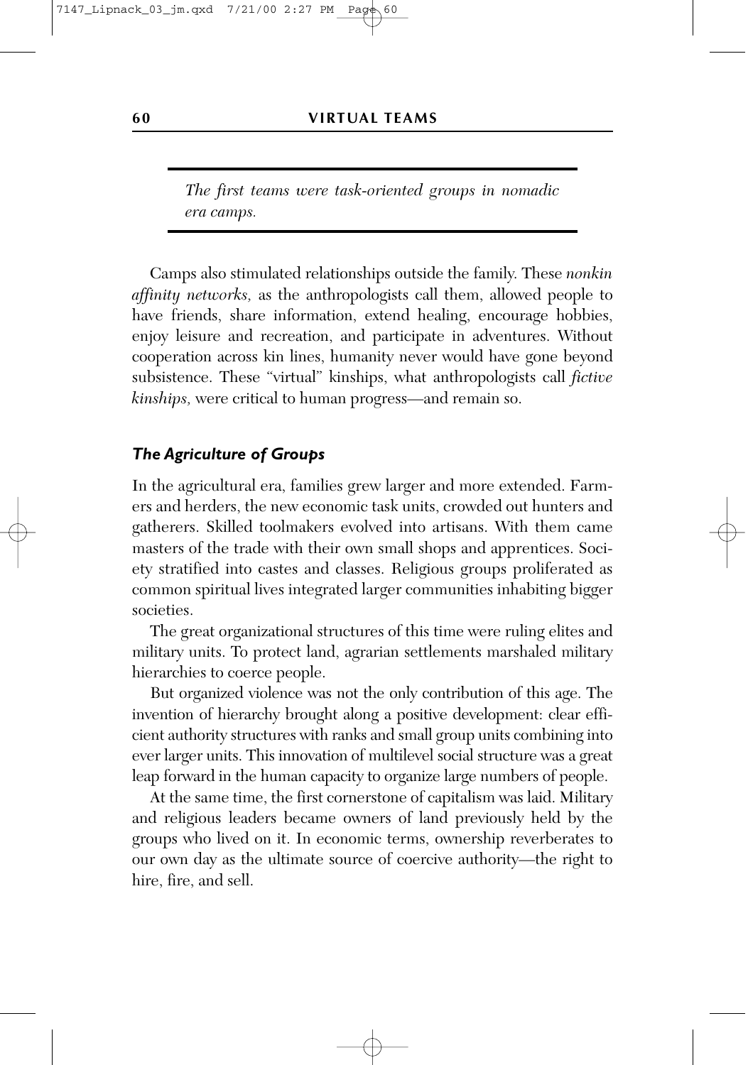*The first teams were task-oriented groups in nomadic era camps.*

Camps also stimulated relationships outside the family. These *nonkin affinity networks,* as the anthropologists call them, allowed people to have friends, share information, extend healing, encourage hobbies, enjoy leisure and recreation, and participate in adventures. Without cooperation across kin lines, humanity never would have gone beyond subsistence. These "virtual" kinships, what anthropologists call *fictive kinships,* were critical to human progress—and remain so.

### *The Agriculture of Groups*

In the agricultural era, families grew larger and more extended. Farmers and herders, the new economic task units, crowded out hunters and gatherers. Skilled toolmakers evolved into artisans. With them came masters of the trade with their own small shops and apprentices. Society stratified into castes and classes. Religious groups proliferated as common spiritual lives integrated larger communities inhabiting bigger societies.

The great organizational structures of this time were ruling elites and military units. To protect land, agrarian settlements marshaled military hierarchies to coerce people.

But organized violence was not the only contribution of this age. The invention of hierarchy brought along a positive development: clear efficient authority structures with ranks and small group units combining into ever larger units. This innovation of multilevel social structure was a great leap forward in the human capacity to organize large numbers of people.

At the same time, the first cornerstone of capitalism was laid. Military and religious leaders became owners of land previously held by the groups who lived on it. In economic terms, ownership reverberates to our own day as the ultimate source of coercive authority—the right to hire, fire, and sell.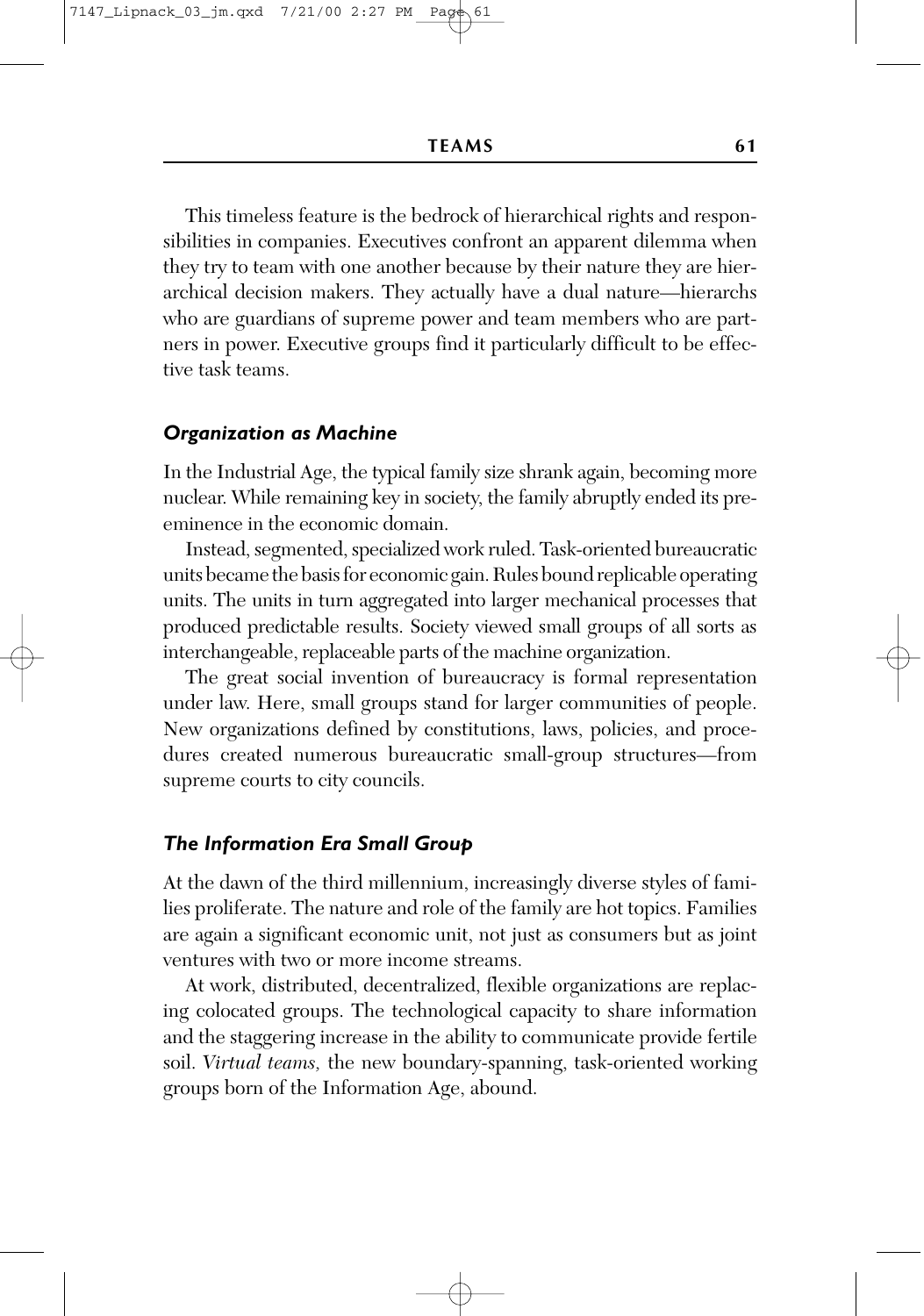This timeless feature is the bedrock of hierarchical rights and responsibilities in companies. Executives confront an apparent dilemma when they try to team with one another because by their nature they are hierarchical decision makers. They actually have a dual nature—hierarchs who are guardians of supreme power and team members who are partners in power. Executive groups find it particularly difficult to be effective task teams.

### *Organization as Machine*

In the Industrial Age, the typical family size shrank again, becoming more nuclear. While remaining key in society, the family abruptly ended its preeminence in the economic domain.

Instead, segmented, specialized work ruled. Task-oriented bureaucratic units became the basis for economic gain. Rules bound replicable operating units. The units in turn aggregated into larger mechanical processes that produced predictable results. Society viewed small groups of all sorts as interchangeable, replaceable parts of the machine organization.

The great social invention of bureaucracy is formal representation under law. Here, small groups stand for larger communities of people. New organizations defined by constitutions, laws, policies, and procedures created numerous bureaucratic small-group structures—from supreme courts to city councils.

### *The Information Era Small Group*

At the dawn of the third millennium, increasingly diverse styles of families proliferate. The nature and role of the family are hot topics. Families are again a significant economic unit, not just as consumers but as joint ventures with two or more income streams.

At work, distributed, decentralized, flexible organizations are replacing colocated groups. The technological capacity to share information and the staggering increase in the ability to communicate provide fertile soil. *Virtual teams,* the new boundary-spanning, task-oriented working groups born of the Information Age, abound.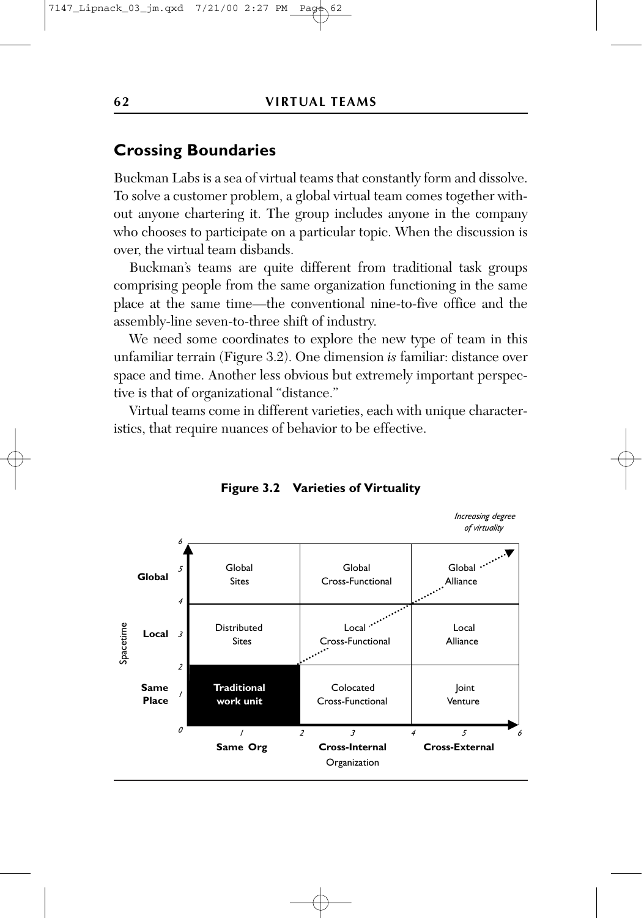## Crossing Boundaries

Buckman Labs is a sea of virtual teams that constantly form and dissolve. To solve a customer problem, a global virtual team comes together without anyone chartering it. The group includes anyone in the company who chooses to participate on a particular topic. When the discussion is over, the virtual team disbands.

Buckman's teams are quite different from traditional task groups comprising people from the same organization functioning in the same place at the same time—the conventional nine-to-five office and the assembly-line seven-to-three shift of industry.

We need some coordinates to explore the new type of team in this unfamiliar terrain (Figure 3.2). One dimension *is* familiar: distance over space and time. Another less obvious but extremely important perspective is that of organizational "distance."

Virtual teams come in different varieties, each with unique characteristics, that require nuances of behavior to be effective.

**Figure 3.2 Varieties of Virtuality**

*Increasing degree of virtuality*

| Spacetime | Same Org | Cross-Internal | Cross-External |
|---|---|---|---|
| **Global** | Global Sites | Global Cross-Functional | Global Alliance |
| **Local** | Distributed Sites | Local Cross-Functional | Local Alliance |
| **Same Place** | **Traditional work unit** | Colocated Cross-Functional | Joint Venture |

Organization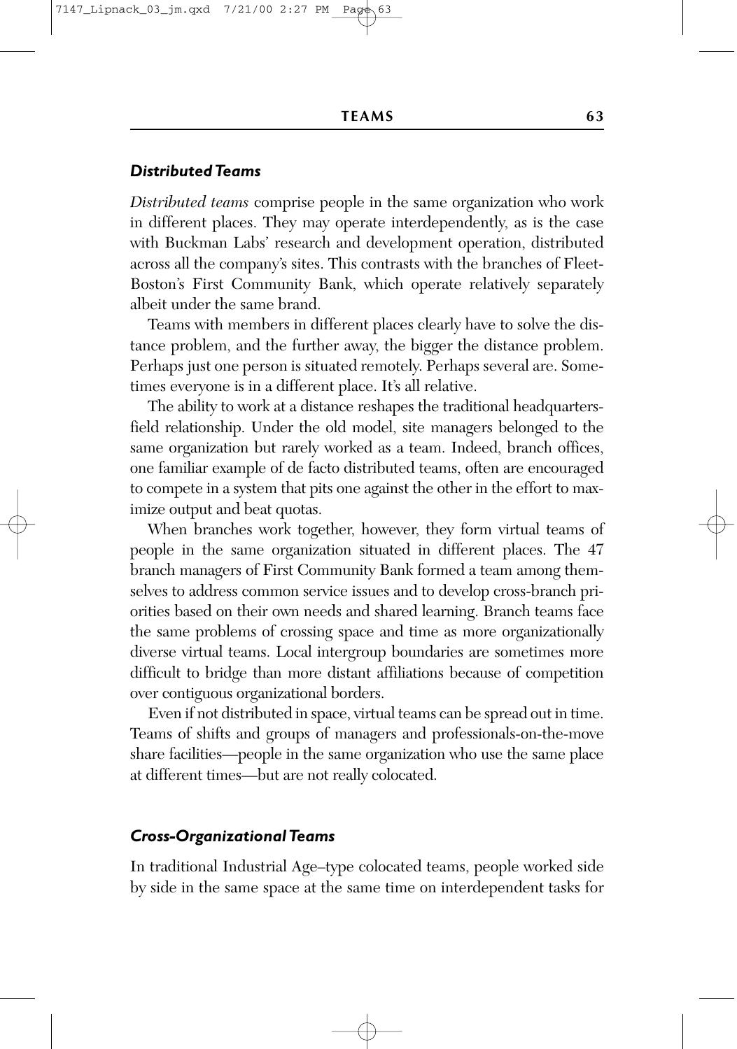### *Distributed Teams*

*Distributed teams* comprise people in the same organization who work in different places. They may operate interdependently, as is the case with Buckman Labs' research and development operation, distributed across all the company's sites. This contrasts with the branches of Fleet-Boston's First Community Bank, which operate relatively separately albeit under the same brand.

Teams with members in different places clearly have to solve the distance problem, and the further away, the bigger the distance problem. Perhaps just one person is situated remotely. Perhaps several are. Sometimes everyone is in a different place. It's all relative.

The ability to work at a distance reshapes the traditional headquarters-field relationship. Under the old model, site managers belonged to the same organization but rarely worked as a team. Indeed, branch offices, one familiar example of de facto distributed teams, often are encouraged to compete in a system that pits one against the other in the effort to maximize output and beat quotas.

When branches work together, however, they form virtual teams of people in the same organization situated in different places. The 47 branch managers of First Community Bank formed a team among themselves to address common service issues and to develop cross-branch priorities based on their own needs and shared learning. Branch teams face the same problems of crossing space and time as more organizationally diverse virtual teams. Local intergroup boundaries are sometimes more difficult to bridge than more distant affiliations because of competition over contiguous organizational borders.

Even if not distributed in space, virtual teams can be spread out in time. Teams of shifts and groups of managers and professionals-on-the-move share facilities—people in the same organization who use the same place at different times—but are not really colocated.

### *Cross-Organizational Teams*

In traditional Industrial Age–type colocated teams, people worked side by side in the same space at the same time on interdependent tasks for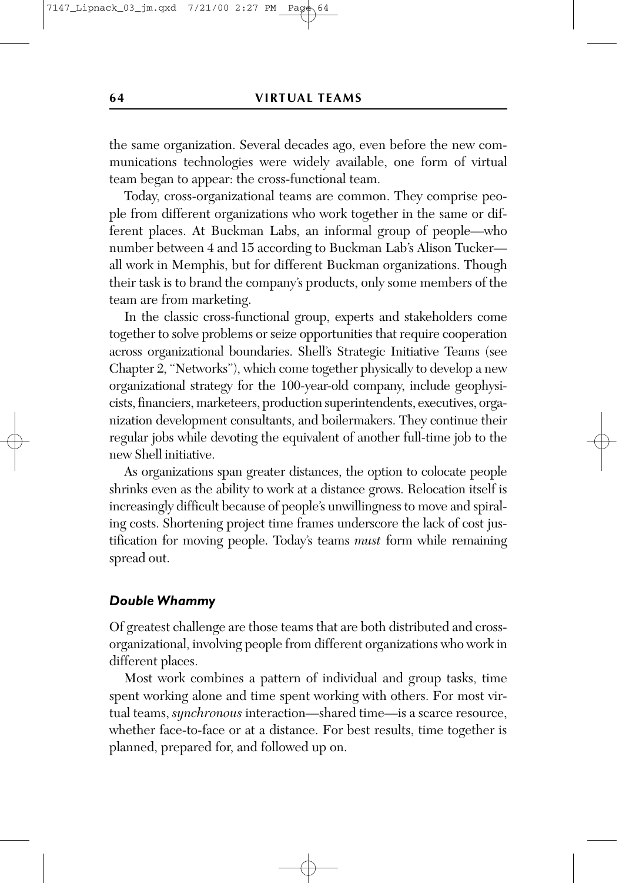the same organization. Several decades ago, even before the new communications technologies were widely available, one form of virtual team began to appear: the cross-functional team.

Today, cross-organizational teams are common. They comprise people from different organizations who work together in the same or different places. At Buckman Labs, an informal group of people—who number between 4 and 15 according to Buckman Lab's Alison Tucker—all work in Memphis, but for different Buckman organizations. Though their task is to brand the company's products, only some members of the team are from marketing.

In the classic cross-functional group, experts and stakeholders come together to solve problems or seize opportunities that require cooperation across organizational boundaries. Shell's Strategic Initiative Teams (see Chapter 2, "Networks"), which come together physically to develop a new organizational strategy for the 100-year-old company, include geophysicists, financiers, marketeers, production superintendents, executives, organization development consultants, and boilermakers. They continue their regular jobs while devoting the equivalent of another full-time job to the new Shell initiative.

As organizations span greater distances, the option to colocate people shrinks even as the ability to work at a distance grows. Relocation itself is increasingly difficult because of people's unwillingness to move and spiraling costs. Shortening project time frames underscore the lack of cost justification for moving people. Today's teams *must* form while remaining spread out.

### *Double Whammy*

Of greatest challenge are those teams that are both distributed and cross-organizational, involving people from different organizations who work in different places.

Most work combines a pattern of individual and group tasks, time spent working alone and time spent working with others. For most virtual teams, *synchronous* interaction—shared time—is a scarce resource, whether face-to-face or at a distance. For best results, time together is planned, prepared for, and followed up on.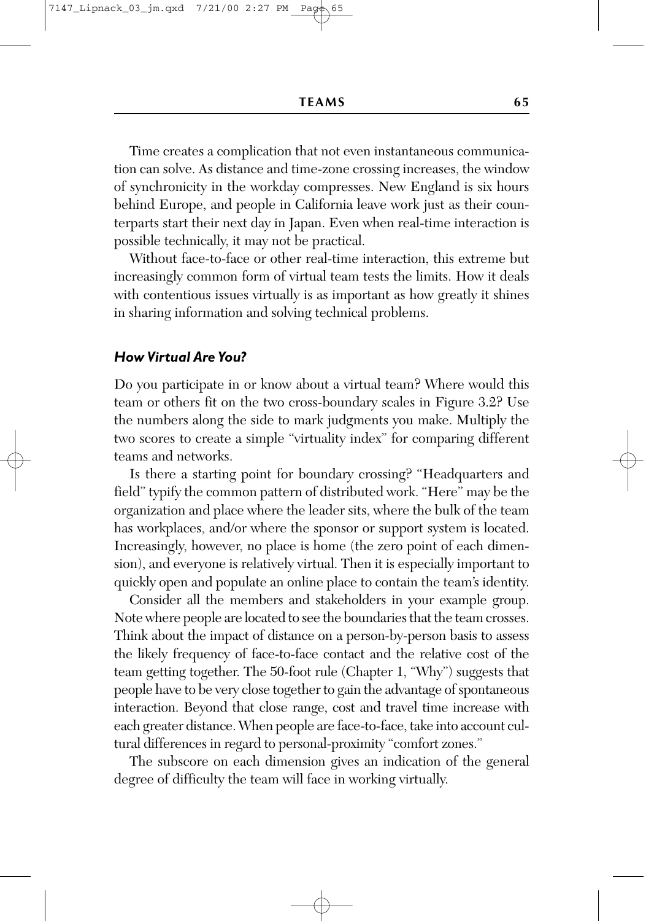Time creates a complication that not even instantaneous communication can solve. As distance and time-zone crossing increases, the window of synchronicity in the workday compresses. New England is six hours behind Europe, and people in California leave work just as their counterparts start their next day in Japan. Even when real-time interaction is possible technically, it may not be practical.

Without face-to-face or other real-time interaction, this extreme but increasingly common form of virtual team tests the limits. How it deals with contentious issues virtually is as important as how greatly it shines in sharing information and solving technical problems.

### *How Virtual Are You?*

Do you participate in or know about a virtual team? Where would this team or others fit on the two cross-boundary scales in Figure 3.2? Use the numbers along the side to mark judgments you make. Multiply the two scores to create a simple "virtuality index" for comparing different teams and networks.

Is there a starting point for boundary crossing? "Headquarters and field" typify the common pattern of distributed work. "Here" may be the organization and place where the leader sits, where the bulk of the team has workplaces, and/or where the sponsor or support system is located. Increasingly, however, no place is home (the zero point of each dimension), and everyone is relatively virtual. Then it is especially important to quickly open and populate an online place to contain the team's identity.

Consider all the members and stakeholders in your example group. Note where people are located to see the boundaries that the team crosses. Think about the impact of distance on a person-by-person basis to assess the likely frequency of face-to-face contact and the relative cost of the team getting together. The 50-foot rule (Chapter 1, "Why") suggests that people have to be very close together to gain the advantage of spontaneous interaction. Beyond that close range, cost and travel time increase with each greater distance. When people are face-to-face, take into account cultural differences in regard to personal-proximity "comfort zones."

The subscore on each dimension gives an indication of the general degree of difficulty the team will face in working virtually.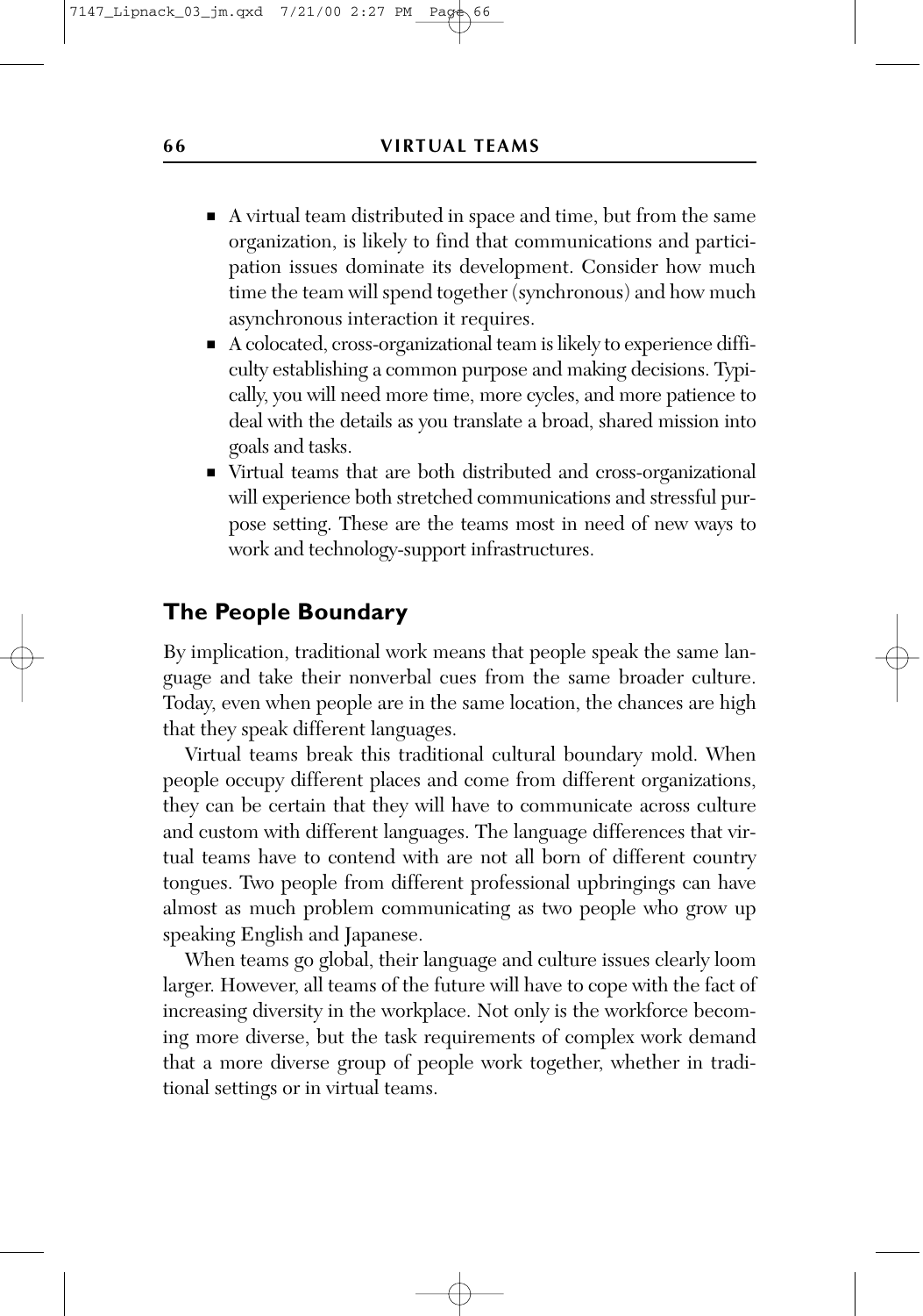- A virtual team distributed in space and time, but from the same organization, is likely to find that communications and participation issues dominate its development. Consider how much time the team will spend together (synchronous) and how much asynchronous interaction it requires.
- A colocated, cross-organizational team is likely to experience difficulty establishing a common purpose and making decisions. Typically, you will need more time, more cycles, and more patience to deal with the details as you translate a broad, shared mission into goals and tasks.
- Virtual teams that are both distributed and cross-organizational will experience both stretched communications and stressful purpose setting. These are the teams most in need of new ways to work and technology-support infrastructures.

## The People Boundary

By implication, traditional work means that people speak the same language and take their nonverbal cues from the same broader culture. Today, even when people are in the same location, the chances are high that they speak different languages.

Virtual teams break this traditional cultural boundary mold. When people occupy different places and come from different organizations, they can be certain that they will have to communicate across culture and custom with different languages. The language differences that virtual teams have to contend with are not all born of different country tongues. Two people from different professional upbringings can have almost as much problem communicating as two people who grow up speaking English and Japanese.

When teams go global, their language and culture issues clearly loom larger. However, all teams of the future will have to cope with the fact of increasing diversity in the workplace. Not only is the workforce becoming more diverse, but the task requirements of complex work demand that a more diverse group of people work together, whether in traditional settings or in virtual teams.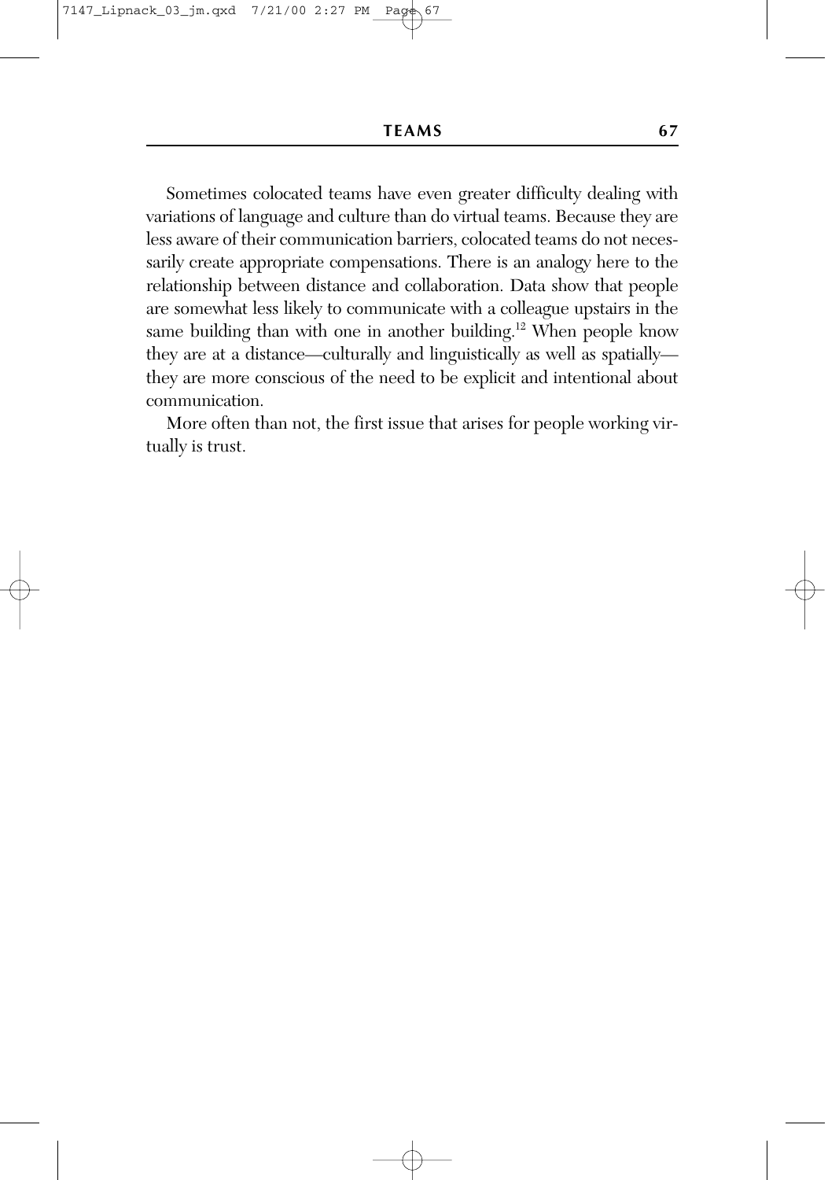Sometimes colocated teams have even greater difficulty dealing with variations of language and culture than do virtual teams. Because they are less aware of their communication barriers, colocated teams do not necessarily create appropriate compensations. There is an analogy here to the relationship between distance and collaboration. Data show that people are somewhat less likely to communicate with a colleague upstairs in the same building than with one in another building.[12] When people know they are at a distance—culturally and linguistically as well as spatially—they are more conscious of the need to be explicit and intentional about communication.

More often than not, the first issue that arises for people working virtually is trust.